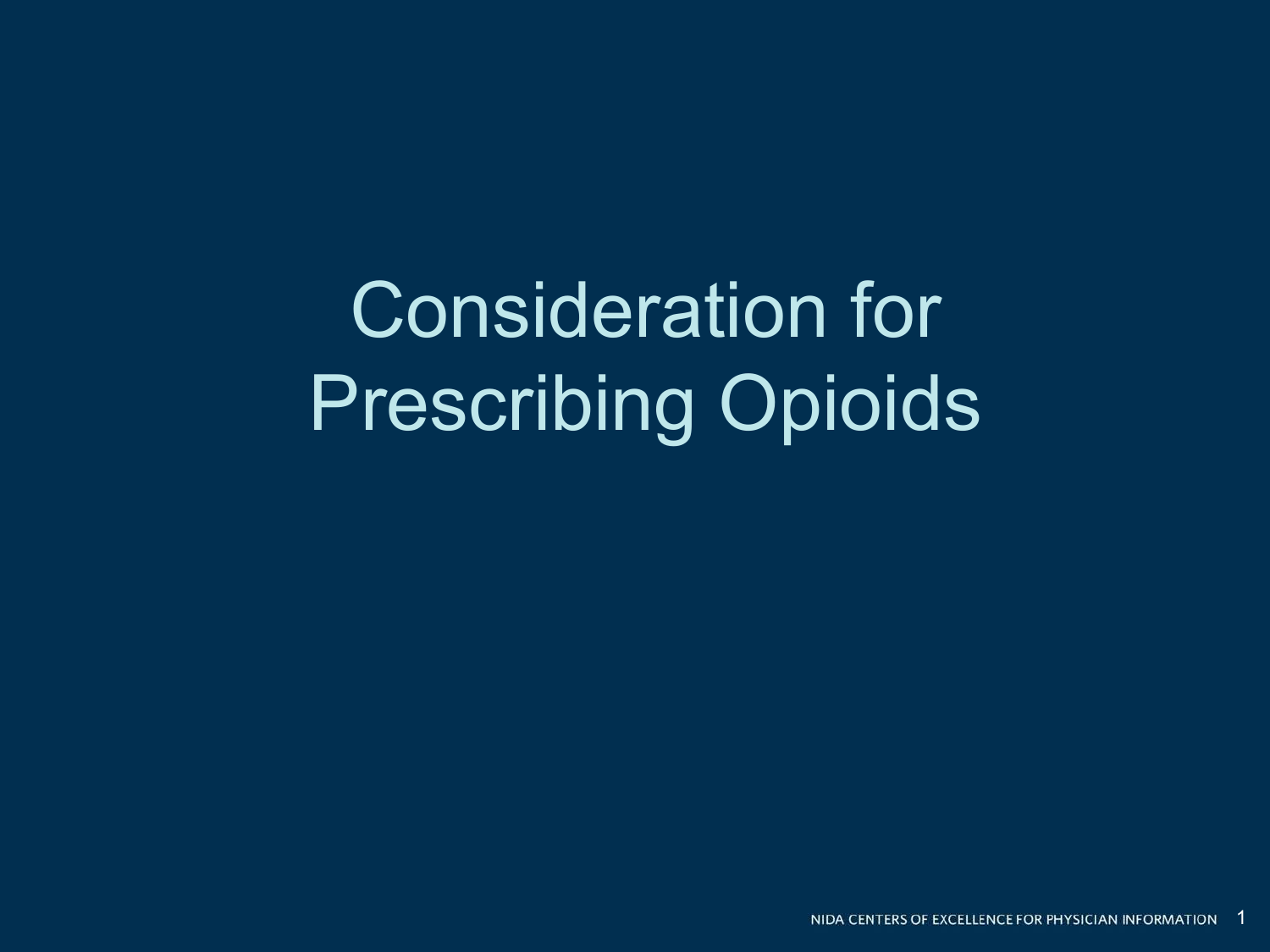# Consideration for Prescribing Opioids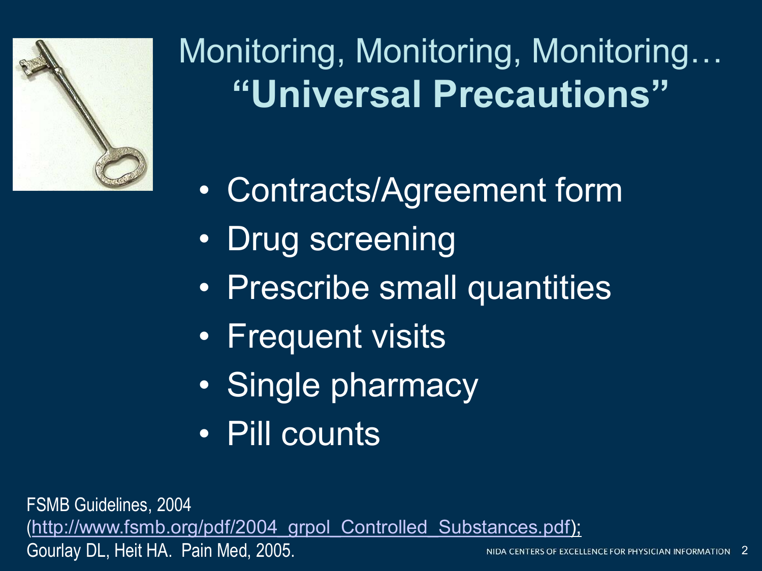# Monitoring, Monitoring, Monitoring… **"Universal Precautions"**

- Contracts/Agreement form
- Drug screening
- Prescribe small quantities
- Frequent visits
- Single pharmacy
- Pill counts

FSMB Guidelines, 2004 (http://www.fsmb.org/pdf/2004_grpol_Controlled_Substances.pdf); Gourlay DL, Heit HA. Pain Med, 2005.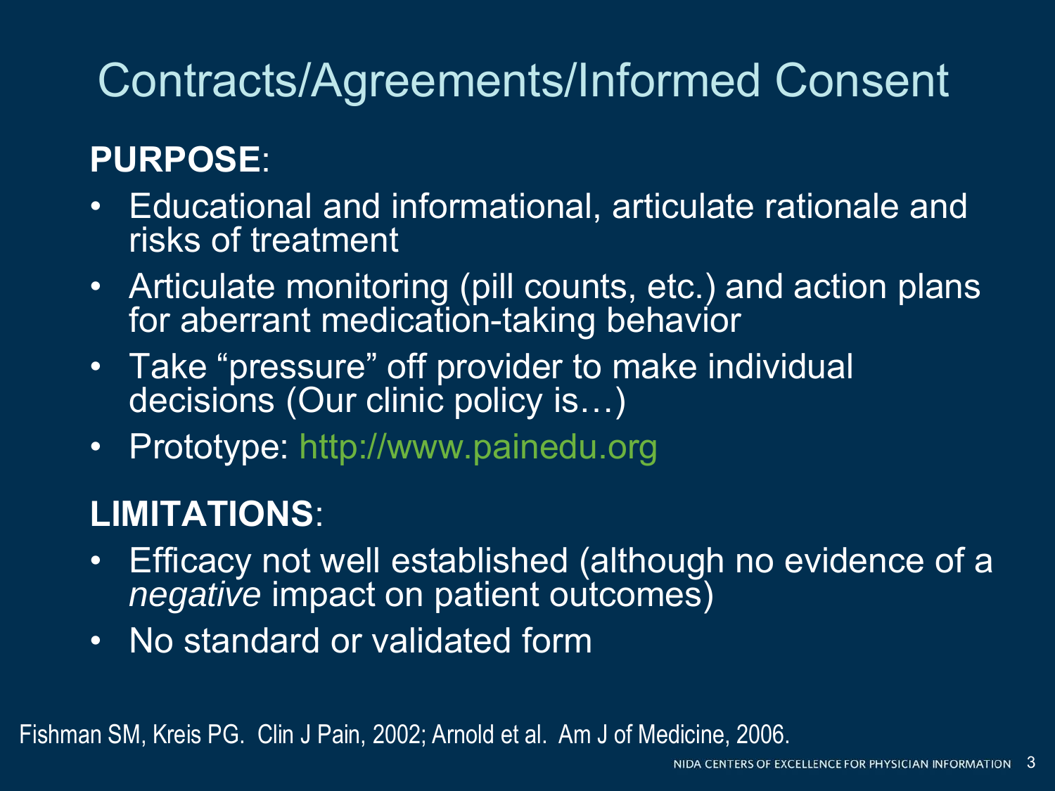# Contracts/Agreements/Informed Consent

**PURPOSE**:

- Educational and informational, articulate rationale and risks of treatment
- Articulate monitoring (pill counts, etc.) and action plans for aberrant medication-taking behavior
- Take “pressure” off provider to make individual decisions (Our clinic policy is…)
- Prototype: http://www.painedu.org

**LIMITATIONS**:

- Efficacy not well established (although no evidence of a *negative* impact on patient outcomes)
- No standard or validated form

Fishman SM, Kreis PG. Clin J Pain, 2002; Arnold et al. Am J of Medicine, 2006.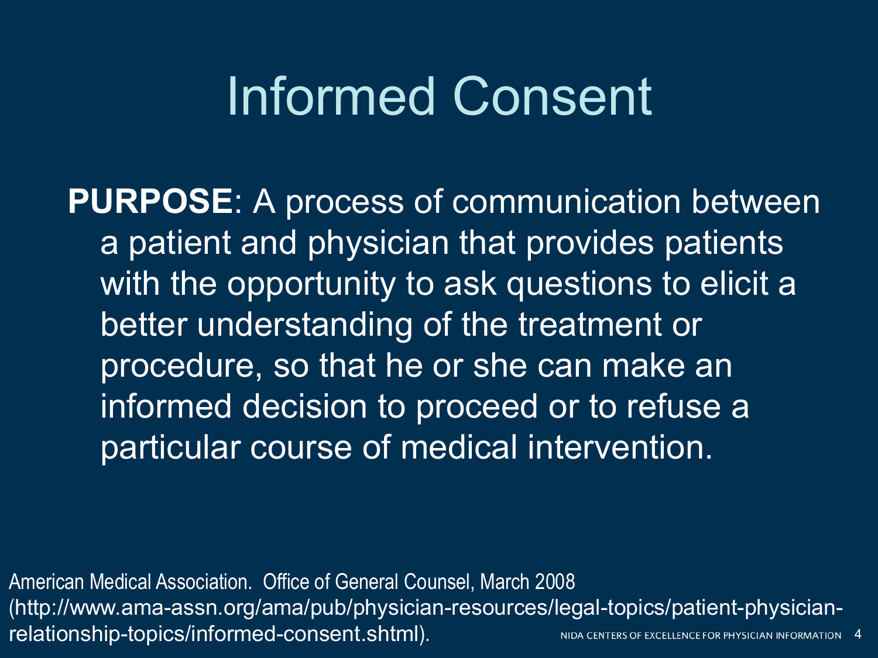# Informed Consent

**PURPOSE**: A process of communication between a patient and physician that provides patients with the opportunity to ask questions to elicit a better understanding of the treatment or procedure, so that he or she can make an informed decision to proceed or to refuse a particular course of medical intervention.

American Medical Association. Office of General Counsel, March 2008 (http://www.ama-assn.org/ama/pub/physician-resources/legal-topics/patient-physician-relationship-topics/informed-consent.shtml).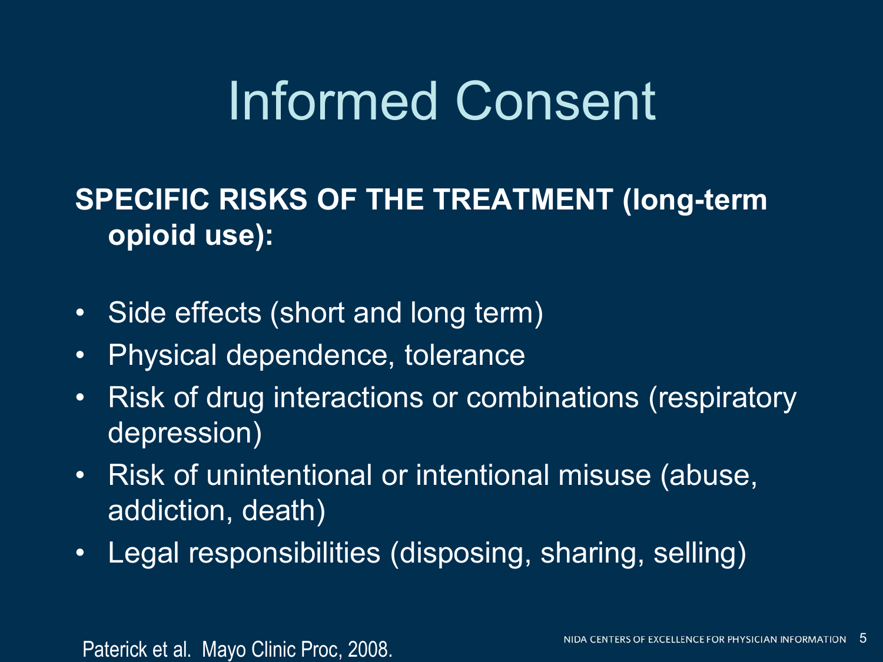# Informed Consent

**SPECIFIC RISKS OF THE TREATMENT (long-term opioid use):**

- Side effects (short and long term)
- Physical dependence, tolerance
- Risk of drug interactions or combinations (respiratory depression)
- Risk of unintentional or intentional misuse (abuse, addiction, death)
- Legal responsibilities (disposing, sharing, selling)

Paterick et al. Mayo Clinic Proc, 2008.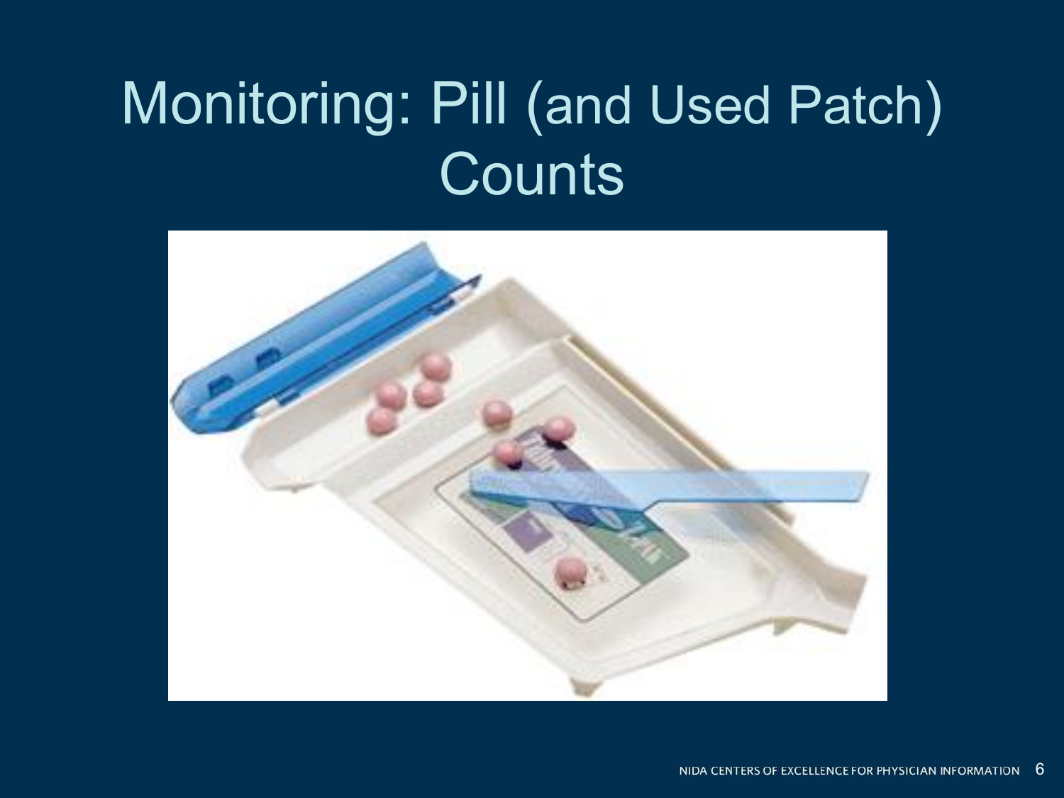# Monitoring: Pill (and Used Patch) Counts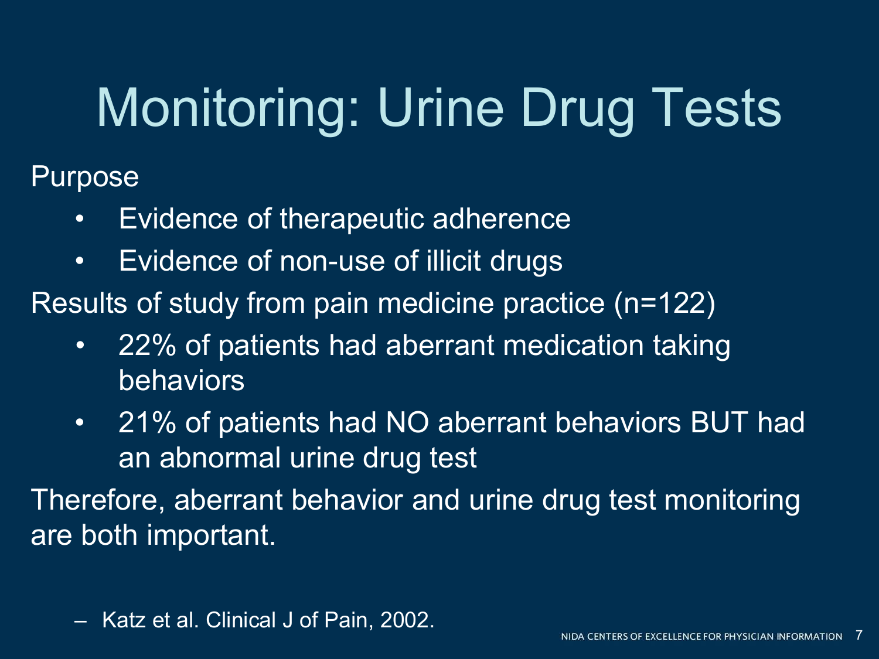# Monitoring: Urine Drug Tests

Purpose

- Evidence of therapeutic adherence
- Evidence of non-use of illicit drugs

Results of study from pain medicine practice (n=122)

- 22% of patients had aberrant medication taking behaviors
- 21% of patients had NO aberrant behaviors BUT had an abnormal urine drug test

Therefore, aberrant behavior and urine drug test monitoring are both important.

– Katz et al. Clinical J of Pain, 2002.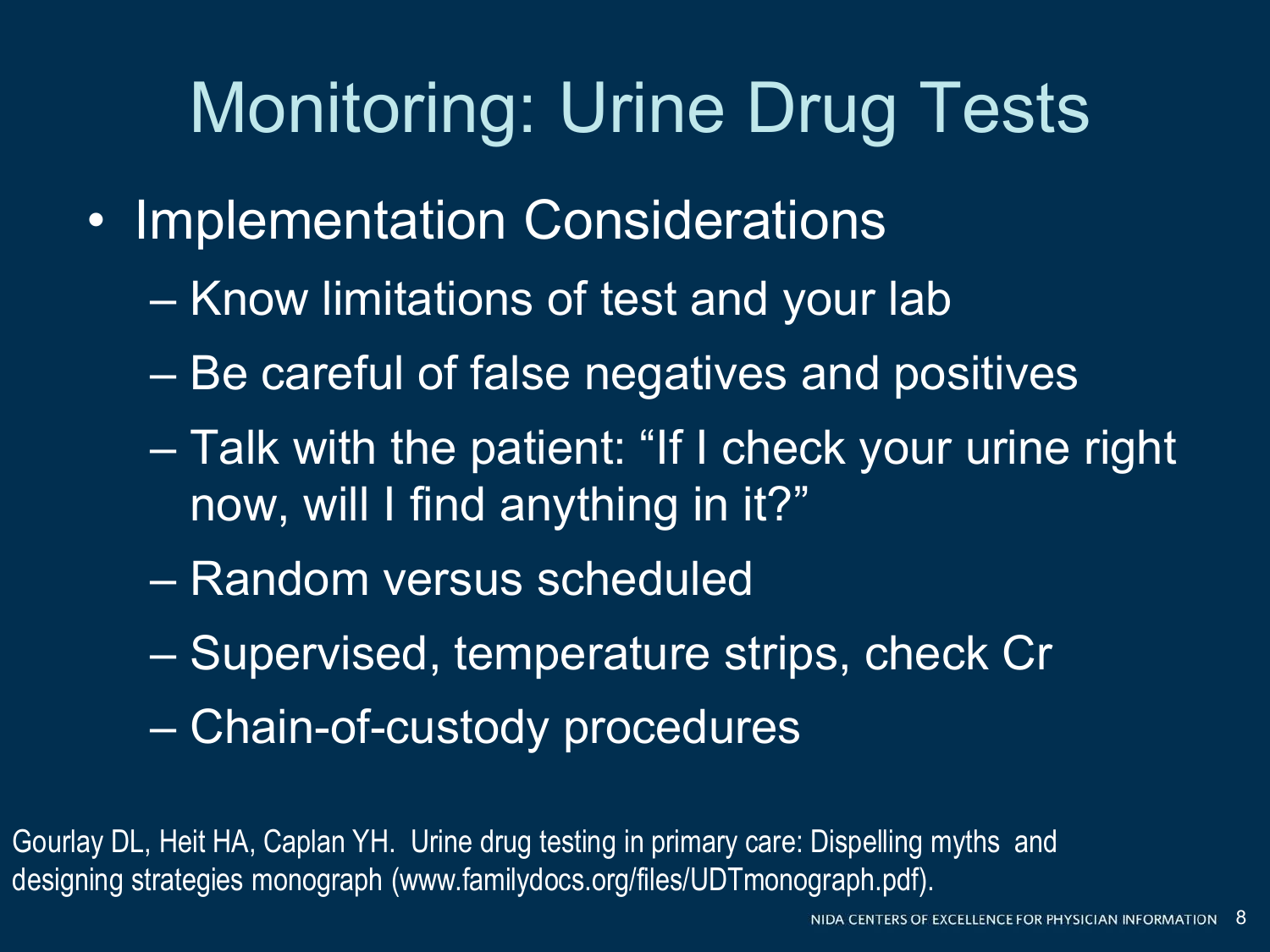# Monitoring: Urine Drug Tests

- Implementation Considerations
  - Know limitations of test and your lab
  - Be careful of false negatives and positives
  - Talk with the patient: “If I check your urine right now, will I find anything in it?”
  - Random versus scheduled
  - Supervised, temperature strips, check Cr
  - Chain-of-custody procedures

Gourlay DL, Heit HA, Caplan YH. Urine drug testing in primary care: Dispelling myths and designing strategies monograph (www.familydocs.org/files/UDTmonograph.pdf).